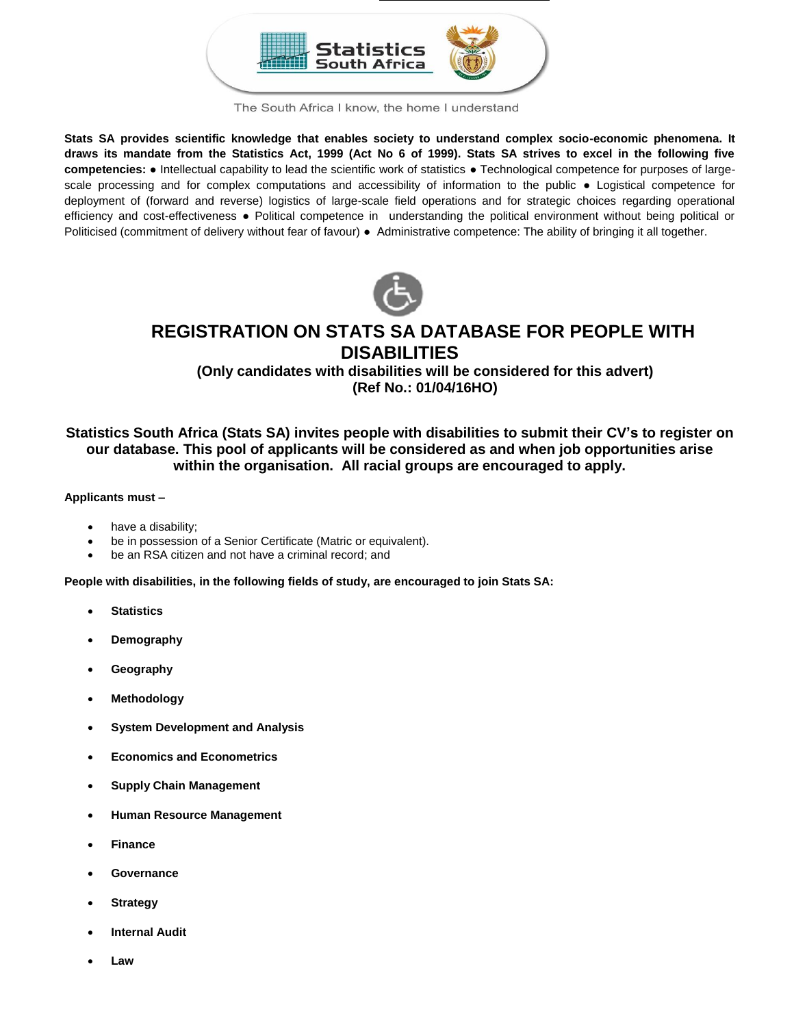Statistics South Africa

The South Africa I know, the home I understand

**Stats SA provides scientific knowledge that enables society to understand complex socio-economic phenomena. It draws its mandate from the Statistics Act, 1999 (Act No 6 of 1999). Stats SA strives to excel in the following five competencies:** ● Intellectual capability to lead the scientific work of statistics ● Technological competence for purposes of large-scale processing and for complex computations and accessibility of information to the public ● Logistical competence for deployment of (forward and reverse) logistics of large-scale field operations and for strategic choices regarding operational efficiency and cost-effectiveness ● Political competence in understanding the political environment without being political or Politicised (commitment of delivery without fear of favour) ● Administrative competence: The ability of bringing it all together.

# REGISTRATION ON STATS SA DATABASE FOR PEOPLE WITH DISABILITIES

**(Only candidates with disabilities will be considered for this advert)**
**(Ref No.: 01/04/16HO)**

**Statistics South Africa (Stats SA) invites people with disabilities to submit their CV's to register on our database. This pool of applicants will be considered as and when job opportunities arise within the organisation. All racial groups are encouraged to apply.**

**Applicants must –**

- have a disability;
- be in possession of a Senior Certificate (Matric or equivalent).
- be an RSA citizen and not have a criminal record; and

**People with disabilities, in the following fields of study, are encouraged to join Stats SA:**

- **Statistics**
- **Demography**
- **Geography**
- **Methodology**
- **System Development and Analysis**
- **Economics and Econometrics**
- **Supply Chain Management**
- **Human Resource Management**
- **Finance**
- **Governance**
- **Strategy**
- **Internal Audit**
- **Law**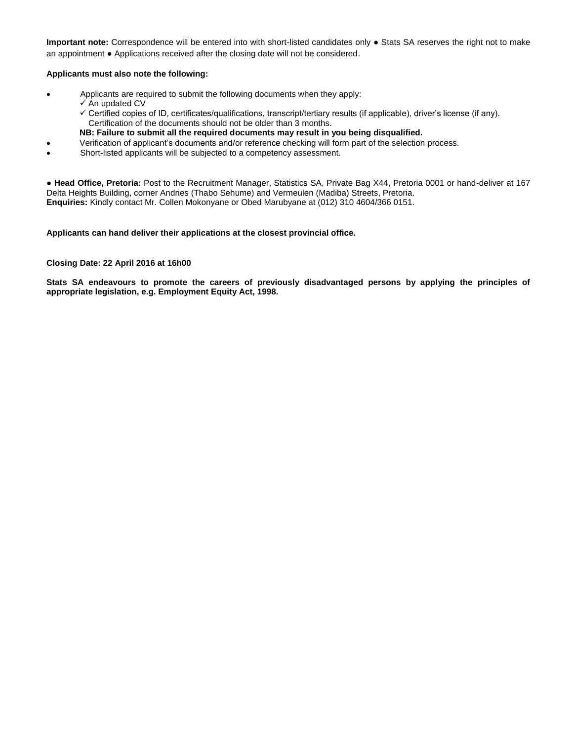**Important note:** Correspondence will be entered into with short-listed candidates only ● Stats SA reserves the right not to make an appointment ● Applications received after the closing date will not be considered.

**Applicants must also note the following:**

- Applicants are required to submit the following documents when they apply:
  - ✓ An updated CV
  - ✓ Certified copies of ID, certificates/qualifications, transcript/tertiary results (if applicable), driver's license (if any). Certification of the documents should not be older than 3 months.

  **NB: Failure to submit all the required documents may result in you being disqualified.**
- Verification of applicant's documents and/or reference checking will form part of the selection process.
- Short-listed applicants will be subjected to a competency assessment.

● **Head Office, Pretoria:** Post to the Recruitment Manager, Statistics SA, Private Bag X44, Pretoria 0001 or hand-deliver at 167 Delta Heights Building, corner Andries (Thabo Sehume) and Vermeulen (Madiba) Streets, Pretoria.
**Enquiries:** Kindly contact Mr. Collen Mokonyane or Obed Marubyane at (012) 310 4604/366 0151.

**Applicants can hand deliver their applications at the closest provincial office.**

**Closing Date: 22 April 2016 at 16h00**

**Stats SA endeavours to promote the careers of previously disadvantaged persons by applying the principles of appropriate legislation, e.g. Employment Equity Act, 1998.**